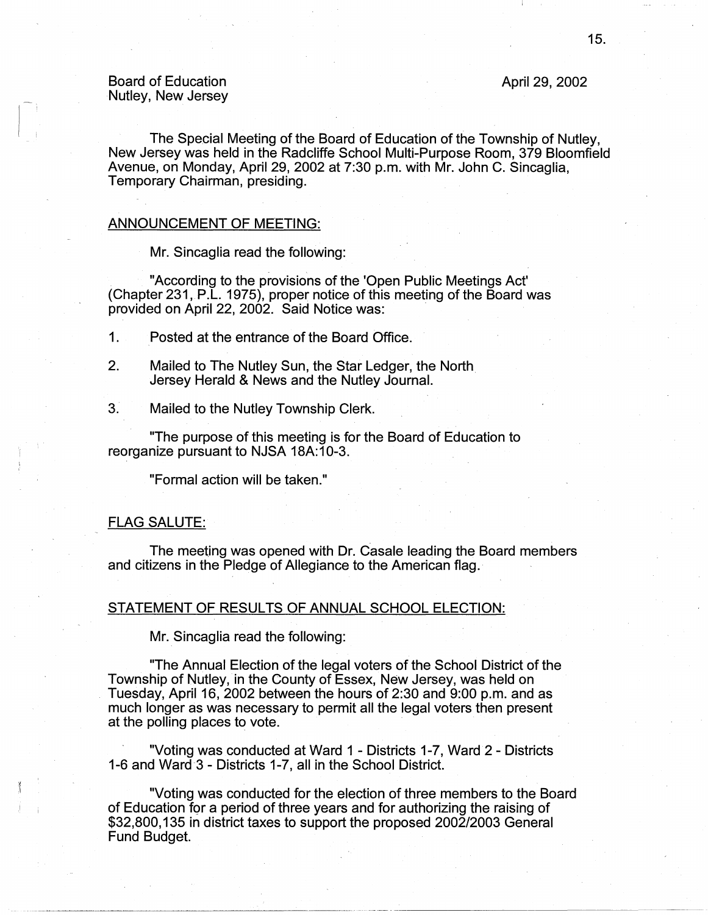Board of Education
Nutley, New Jersey

April 29, 2002

The Special Meeting of the Board of Education of the Township of Nutley, New Jersey was held in the Radcliffe School Multi-Purpose Room, 379 Bloomfield Avenue, on Monday, April 29, 2002 at 7:30 p.m. with Mr. John C. Sincaglia, Temporary Chairman, presiding.

ANNOUNCEMENT OF MEETING:

Mr. Sincaglia read the following:

"According to the provisions of the 'Open Public Meetings Act' (Chapter 231, P.L. 1975), proper notice of this meeting of the Board was provided on April 22, 2002. Said Notice was:

1. Posted at the entrance of the Board Office.
2. Mailed to The Nutley Sun, the Star Ledger, the North Jersey Herald & News and the Nutley Journal.
3. Mailed to the Nutley Township Clerk.

"The purpose of this meeting is for the Board of Education to reorganize pursuant to NJSA 18A:10-3.

"Formal action will be taken."

FLAG SALUTE:

The meeting was opened with Dr. Casale leading the Board members and citizens in the Pledge of Allegiance to the American flag.

STATEMENT OF RESULTS OF ANNUAL SCHOOL ELECTION:

Mr. Sincaglia read the following:

"The Annual Election of the legal voters of the School District of the Township of Nutley, in the County of Essex, New Jersey, was held on Tuesday, April 16, 2002 between the hours of 2:30 and 9:00 p.m. and as much longer as was necessary to permit all the legal voters then present at the polling places to vote.

"Voting was conducted at Ward 1 - Districts 1-7, Ward 2 - Districts 1-6 and Ward 3 - Districts 1-7, all in the School District.

"Voting was conducted for the election of three members to the Board of Education for a period of three years and for authorizing the raising of $32,800,135 in district taxes to support the proposed 2002/2003 General Fund Budget.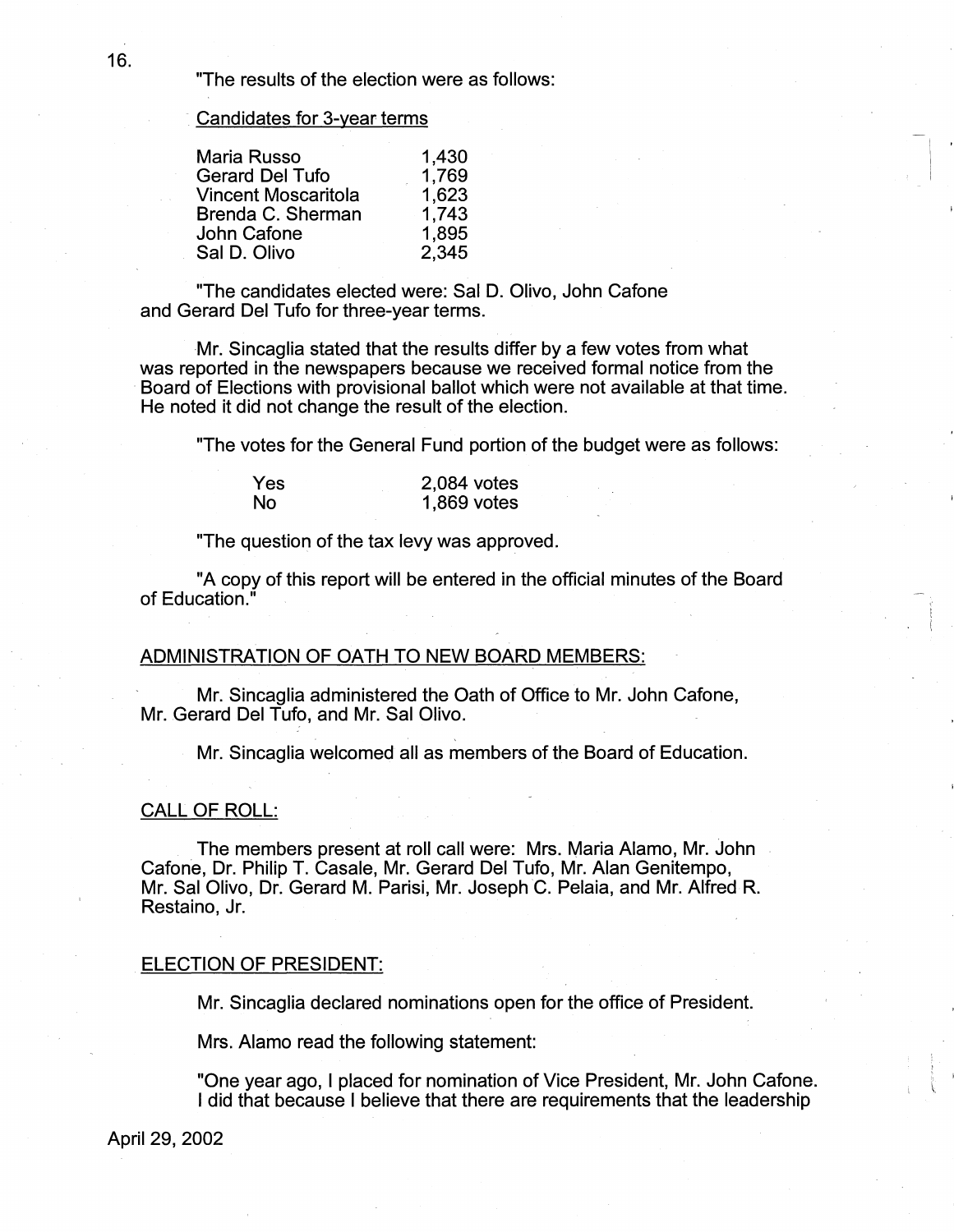"The results of the election were as follows:

Candidates for 3-year terms

| | |
|---|---|
| Maria Russo | 1,430 |
| Gerard Del Tufo | 1,769 |
| Vincent Moscaritola | 1,623 |
| Brenda C. Sherman | 1,743 |
| John Cafone | 1,895 |
| Sal D. Olivo | 2,345 |

"The candidates elected were: Sal D. Olivo, John Cafone and Gerard Del Tufo for three-year terms.

Mr. Sincaglia stated that the results differ by a few votes from what was reported in the newspapers because we received formal notice from the Board of Elections with provisional ballot which were not available at that time. He noted it did not change the result of the election.

"The votes for the General Fund portion of the budget were as follows:

| | |
|---|---|
| Yes | 2,084 votes |
| No | 1,869 votes |

"The question of the tax levy was approved.

"A copy of this report will be entered in the official minutes of the Board of Education."

## ADMINISTRATION OF OATH TO NEW BOARD MEMBERS:

Mr. Sincaglia administered the Oath of Office to Mr. John Cafone, Mr. Gerard Del Tufo, and Mr. Sal Olivo.

Mr. Sincaglia welcomed all as members of the Board of Education.

## CALL OF ROLL:

The members present at roll call were: Mrs. Maria Alamo, Mr. John Cafone, Dr. Philip T. Casale, Mr. Gerard Del Tufo, Mr. Alan Genitempo, Mr. Sal Olivo, Dr. Gerard M. Parisi, Mr. Joseph C. Pelaia, and Mr. Alfred R. Restaino, Jr.

## ELECTION OF PRESIDENT:

Mr. Sincaglia declared nominations open for the office of President.

Mrs. Alamo read the following statement:

"One year ago, I placed for nomination of Vice President, Mr. John Cafone. I did that because I believe that there are requirements that the leadership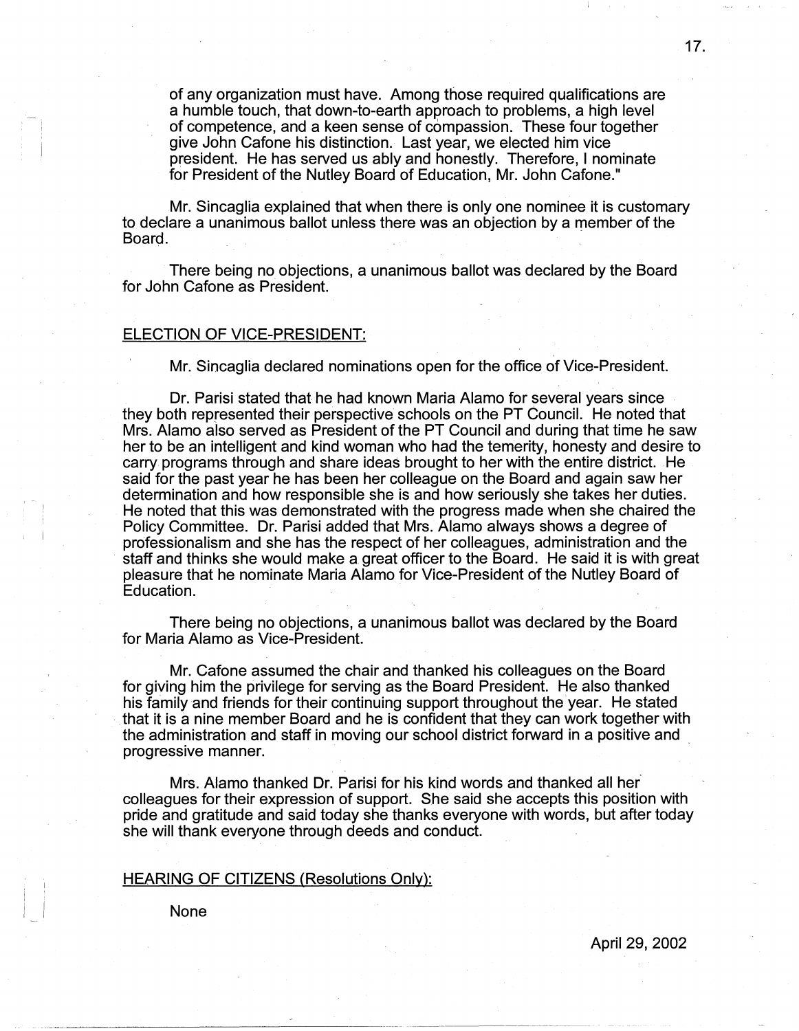of any organization must have. Among those required qualifications are a humble touch, that down-to-earth approach to problems, a high level of competence, and a keen sense of compassion. These four together give John Cafone his distinction. Last year, we elected him vice president. He has served us ably and honestly. Therefore, I nominate for President of the Nutley Board of Education, Mr. John Cafone."

Mr. Sincaglia explained that when there is only one nominee it is customary to declare a unanimous ballot unless there was an objection by a member of the Board.

There being no objections, a unanimous ballot was declared by the Board for John Cafone as President.

## ELECTION OF VICE-PRESIDENT:

Mr. Sincaglia declared nominations open for the office of Vice-President.

Dr. Parisi stated that he had known Maria Alamo for several years since they both represented their perspective schools on the PT Council. He noted that Mrs. Alamo also served as President of the PT Council and during that time he saw her to be an intelligent and kind woman who had the temerity, honesty and desire to carry programs through and share ideas brought to her with the entire district. He said for the past year he has been her colleague on the Board and again saw her determination and how responsible she is and how seriously she takes her duties. He noted that this was demonstrated with the progress made when she chaired the Policy Committee. Dr. Parisi added that Mrs. Alamo always shows a degree of professionalism and she has the respect of her colleagues, administration and the staff and thinks she would make a great officer to the Board. He said it is with great pleasure that he nominate Maria Alamo for Vice-President of the Nutley Board of Education.

There being no objections, a unanimous ballot was declared by the Board for Maria Alamo as Vice-President.

Mr. Cafone assumed the chair and thanked his colleagues on the Board for giving him the privilege for serving as the Board President. He also thanked his family and friends for their continuing support throughout the year. He stated that it is a nine member Board and he is confident that they can work together with the administration and staff in moving our school district forward in a positive and progressive manner.

Mrs. Alamo thanked Dr. Parisi for his kind words and thanked all her colleagues for their expression of support. She said she accepts this position with pride and gratitude and said today she thanks everyone with words, but after today she will thank everyone through deeds and conduct.

## HEARING OF CITIZENS (Resolutions Only):

None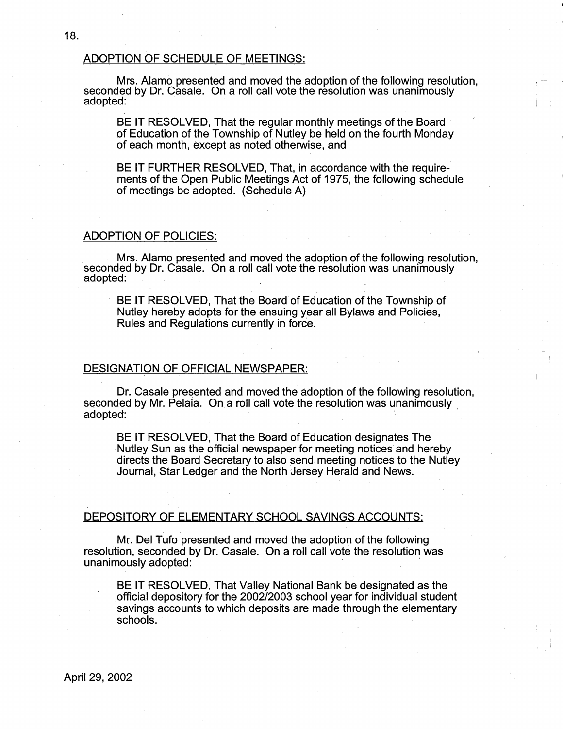## ADOPTION OF SCHEDULE OF MEETINGS:

Mrs. Alamo presented and moved the adoption of the following resolution, seconded by Dr. Casale. On a roll call vote the resolution was unanimously adopted:

> BE IT RESOLVED, That the regular monthly meetings of the Board of Education of the Township of Nutley be held on the fourth Monday of each month, except as noted otherwise, and
>
> BE IT FURTHER RESOLVED, That, in accordance with the requirements of the Open Public Meetings Act of 1975, the following schedule of meetings be adopted. (Schedule A)

## ADOPTION OF POLICIES:

Mrs. Alamo presented and moved the adoption of the following resolution, seconded by Dr. Casale. On a roll call vote the resolution was unanimously adopted:

> BE IT RESOLVED, That the Board of Education of the Township of Nutley hereby adopts for the ensuing year all Bylaws and Policies, Rules and Regulations currently in force.

## DESIGNATION OF OFFICIAL NEWSPAPER:

Dr. Casale presented and moved the adoption of the following resolution, seconded by Mr. Pelaia. On a roll call vote the resolution was unanimously adopted:

> BE IT RESOLVED, That the Board of Education designates The Nutley Sun as the official newspaper for meeting notices and hereby directs the Board Secretary to also send meeting notices to the Nutley Journal, Star Ledger and the North Jersey Herald and News.

## DEPOSITORY OF ELEMENTARY SCHOOL SAVINGS ACCOUNTS:

Mr. Del Tufo presented and moved the adoption of the following resolution, seconded by Dr. Casale. On a roll call vote the resolution was unanimously adopted:

> BE IT RESOLVED, That Valley National Bank be designated as the official depository for the 2002/2003 school year for individual student savings accounts to which deposits are made through the elementary schools.

April 29, 2002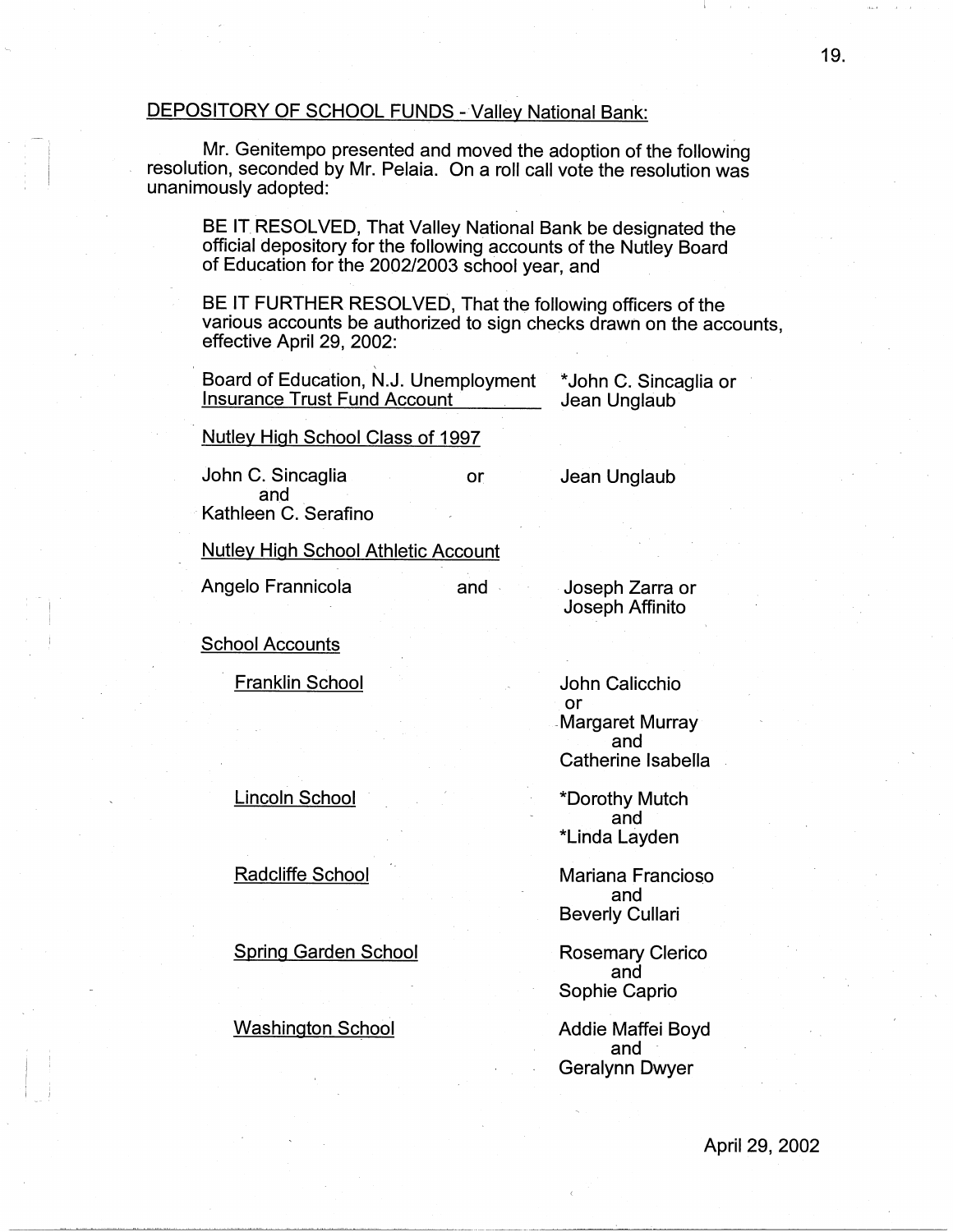DEPOSITORY OF SCHOOL FUNDS - Valley National Bank:

Mr. Genitempo presented and moved the adoption of the following resolution, seconded by Mr. Pelaia. On a roll call vote the resolution was unanimously adopted:

> BE IT RESOLVED, That Valley National Bank be designated the official depository for the following accounts of the Nutley Board of Education for the 2002/2003 school year, and
>
> BE IT FURTHER RESOLVED, That the following officers of the various accounts be authorized to sign checks drawn on the accounts, effective April 29, 2002:

Board of Education, N.J. Unemployment Insurance Trust Fund Account — *John C. Sincaglia or Jean Unglaub

Nutley High School Class of 1997

John C. Sincaglia and Kathleen C. Serafino or Jean Unglaub

Nutley High School Athletic Account

Angelo Frannicola and Joseph Zarra or Joseph Affinito

School Accounts

| School | Signers |
|---|---|
| Franklin School | John Calicchio or Margaret Murray and Catherine Isabella |
| Lincoln School | *Dorothy Mutch and *Linda Layden |
| Radcliffe School | Mariana Francioso and Beverly Cullari |
| Spring Garden School | Rosemary Clerico and Sophie Caprio |
| Washington School | Addie Maffei Boyd and Geralynn Dwyer |

April 29, 2002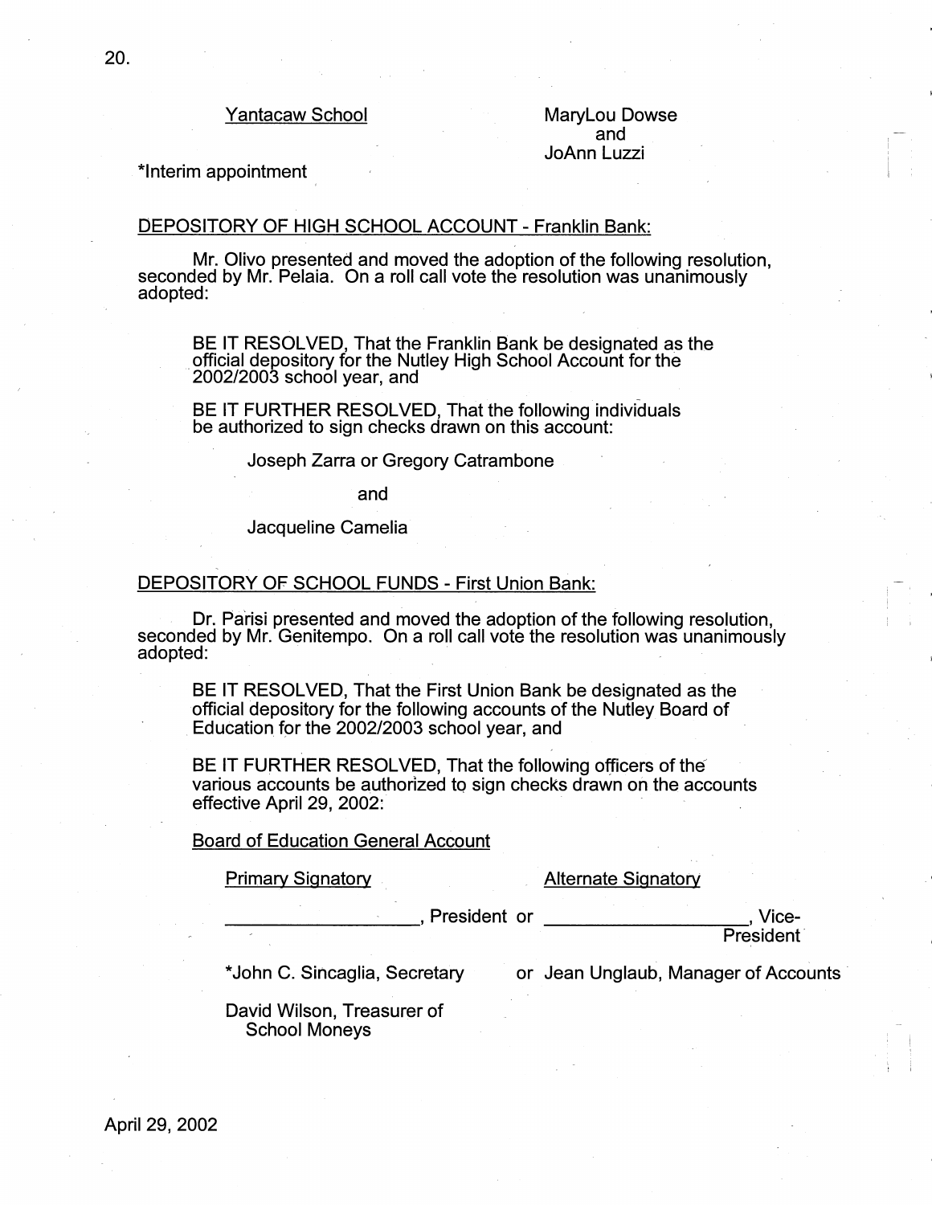Yantacaw School | MaryLou Dowse and JoAnn Luzzi

*Interim appointment

DEPOSITORY OF HIGH SCHOOL ACCOUNT - Franklin Bank:

Mr. Olivo presented and moved the adoption of the following resolution, seconded by Mr. Pelaia. On a roll call vote the resolution was unanimously adopted:

> BE IT RESOLVED, That the Franklin Bank be designated as the official depository for the Nutley High School Account for the 2002/2003 school year, and
>
> BE IT FURTHER RESOLVED, That the following individuals be authorized to sign checks drawn on this account:
>
> Joseph Zarra or Gregory Catrambone
>
> and
>
> Jacqueline Camelia

DEPOSITORY OF SCHOOL FUNDS - First Union Bank:

Dr. Parisi presented and moved the adoption of the following resolution, seconded by Mr. Genitempo. On a roll call vote the resolution was unanimously adopted:

> BE IT RESOLVED, That the First Union Bank be designated as the official depository for the following accounts of the Nutley Board of Education for the 2002/2003 school year, and
>
> BE IT FURTHER RESOLVED, That the following officers of the various accounts be authorized to sign checks drawn on the accounts effective April 29, 2002:
>
> Board of Education General Account

| Primary Signatory | | Alternate Signatory |
|---|---|---|
| ____________________, President | or | ____________________, Vice-President |
| *John C. Sincaglia, Secretary | or | Jean Unglaub, Manager of Accounts |
| David Wilson, Treasurer of School Moneys | | |

April 29, 2002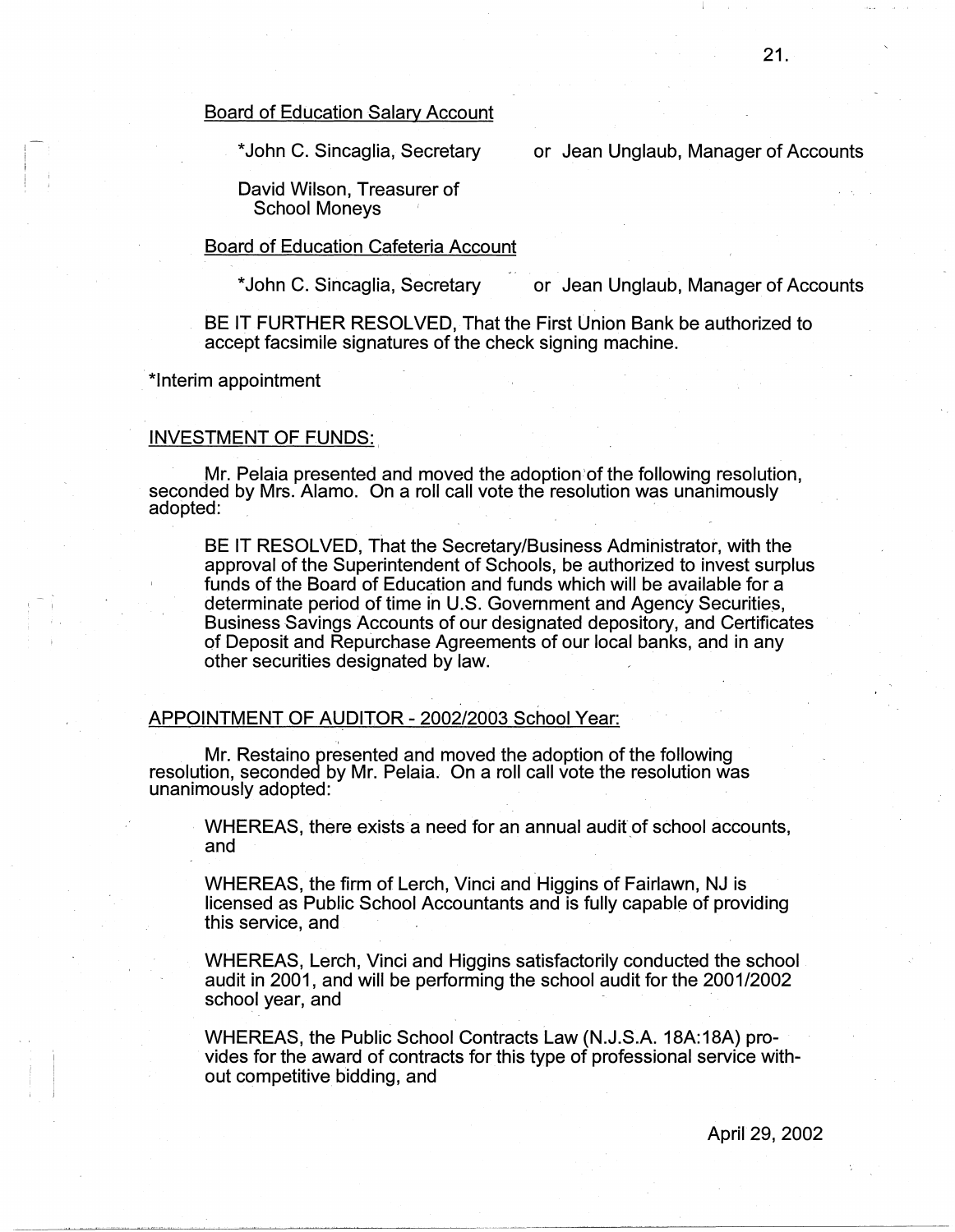Board of Education Salary Account

*John C. Sincaglia, Secretary or Jean Unglaub, Manager of Accounts

David Wilson, Treasurer of School Moneys

Board of Education Cafeteria Account

*John C. Sincaglia, Secretary or Jean Unglaub, Manager of Accounts

BE IT FURTHER RESOLVED, That the First Union Bank be authorized to accept facsimile signatures of the check signing machine.

*Interim appointment

INVESTMENT OF FUNDS:

Mr. Pelaia presented and moved the adoption of the following resolution, seconded by Mrs. Alamo. On a roll call vote the resolution was unanimously adopted:

> BE IT RESOLVED, That the Secretary/Business Administrator, with the approval of the Superintendent of Schools, be authorized to invest surplus funds of the Board of Education and funds which will be available for a determinate period of time in U.S. Government and Agency Securities, Business Savings Accounts of our designated depository, and Certificates of Deposit and Repurchase Agreements of our local banks, and in any other securities designated by law.

APPOINTMENT OF AUDITOR - 2002/2003 School Year:

Mr. Restaino presented and moved the adoption of the following resolution, seconded by Mr. Pelaia. On a roll call vote the resolution was unanimously adopted:

> WHEREAS, there exists a need for an annual audit of school accounts, and
>
> WHEREAS, the firm of Lerch, Vinci and Higgins of Fairlawn, NJ is licensed as Public School Accountants and is fully capable of providing this service, and
>
> WHEREAS, Lerch, Vinci and Higgins satisfactorily conducted the school audit in 2001, and will be performing the school audit for the 2001/2002 school year, and
>
> WHEREAS, the Public School Contracts Law (N.J.S.A. 18A:18A) provides for the award of contracts for this type of professional service without competitive bidding, and

April 29, 2002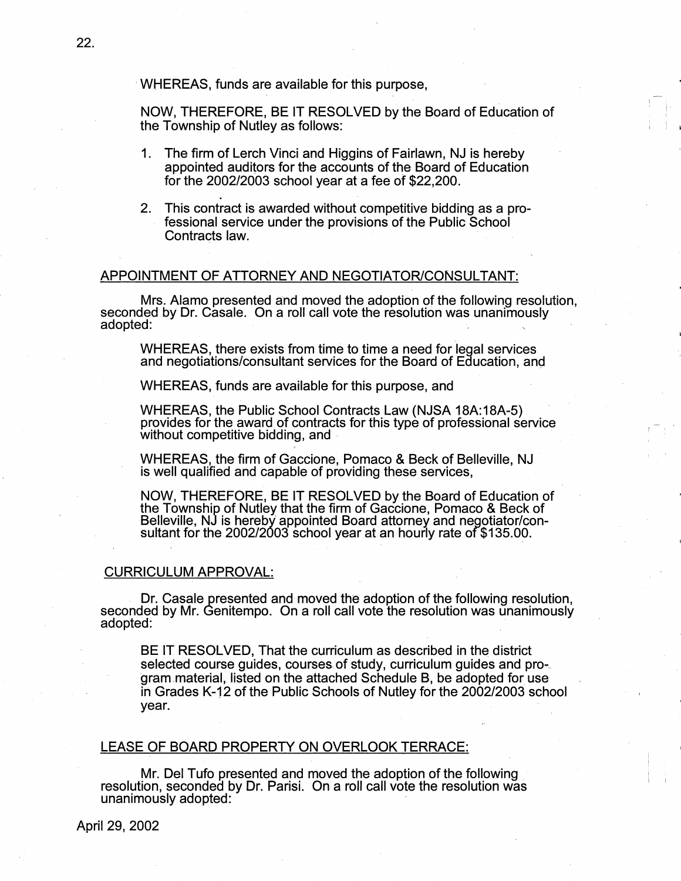WHEREAS, funds are available for this purpose,

NOW, THEREFORE, BE IT RESOLVED by the Board of Education of the Township of Nutley as follows:

1. The firm of Lerch Vinci and Higgins of Fairlawn, NJ is hereby appointed auditors for the accounts of the Board of Education for the 2002/2003 school year at a fee of $22,200.

2. This contract is awarded without competitive bidding as a professional service under the provisions of the Public School Contracts law.

## APPOINTMENT OF ATTORNEY AND NEGOTIATOR/CONSULTANT:

Mrs. Alamo presented and moved the adoption of the following resolution, seconded by Dr. Casale. On a roll call vote the resolution was unanimously adopted:

WHEREAS, there exists from time to time a need for legal services and negotiations/consultant services for the Board of Education, and

WHEREAS, funds are available for this purpose, and

WHEREAS, the Public School Contracts Law (NJSA 18A:18A-5) provides for the award of contracts for this type of professional service without competitive bidding, and

WHEREAS, the firm of Gaccione, Pomaco & Beck of Belleville, NJ is well qualified and capable of providing these services,

NOW, THEREFORE, BE IT RESOLVED by the Board of Education of the Township of Nutley that the firm of Gaccione, Pomaco & Beck of Belleville, NJ is hereby appointed Board attorney and negotiator/consultant for the 2002/2003 school year at an hourly rate of $135.00.

## CURRICULUM APPROVAL:

Dr. Casale presented and moved the adoption of the following resolution, seconded by Mr. Genitempo. On a roll call vote the resolution was unanimously adopted:

BE IT RESOLVED, That the curriculum as described in the district selected course guides, courses of study, curriculum guides and program material, listed on the attached Schedule B, be adopted for use in Grades K-12 of the Public Schools of Nutley for the 2002/2003 school year.

## LEASE OF BOARD PROPERTY ON OVERLOOK TERRACE:

Mr. Del Tufo presented and moved the adoption of the following resolution, seconded by Dr. Parisi. On a roll call vote the resolution was unanimously adopted:

April 29, 2002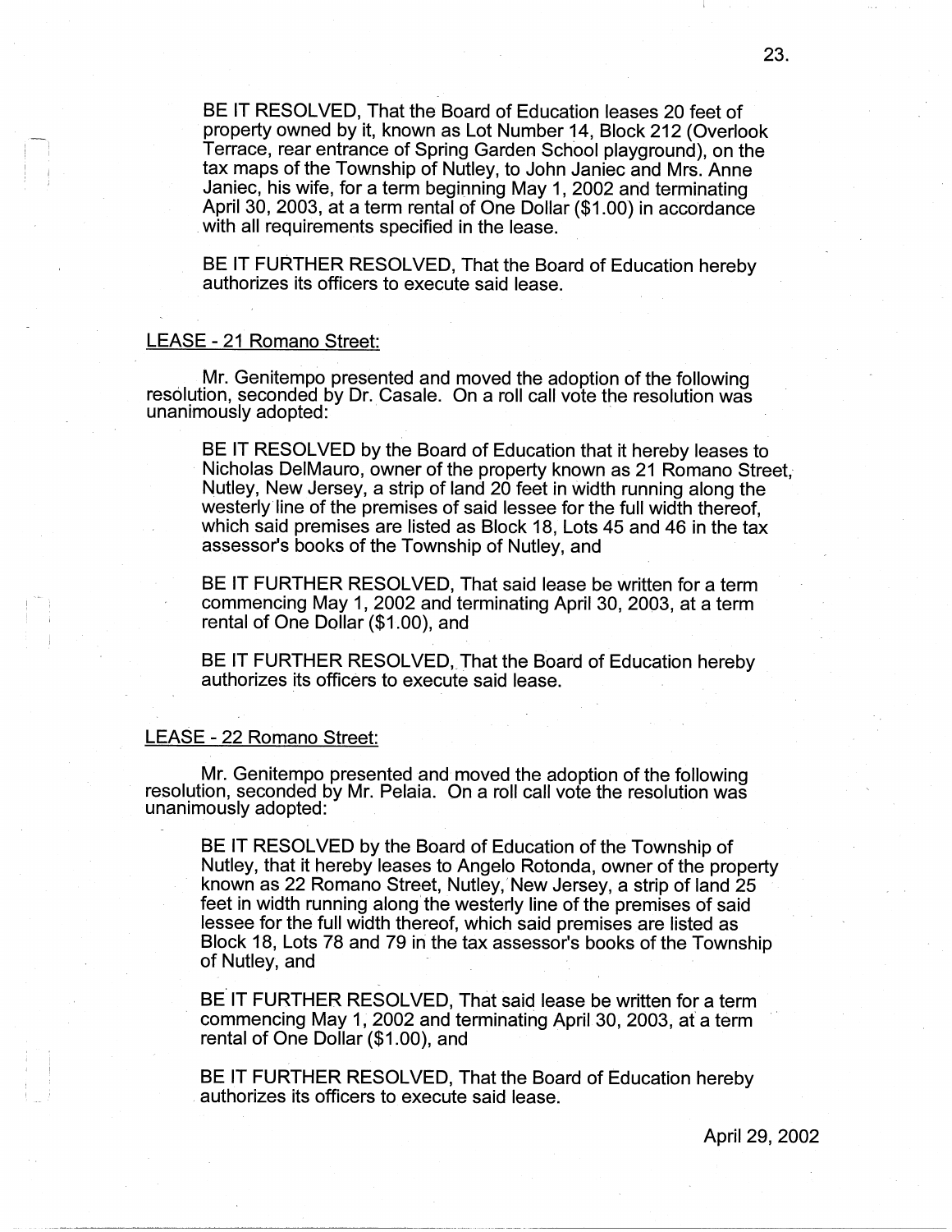BE IT RESOLVED, That the Board of Education leases 20 feet of property owned by it, known as Lot Number 14, Block 212 (Overlook Terrace, rear entrance of Spring Garden School playground), on the tax maps of the Township of Nutley, to John Janiec and Mrs. Anne Janiec, his wife, for a term beginning May 1, 2002 and terminating April 30, 2003, at a term rental of One Dollar ($1.00) in accordance with all requirements specified in the lease.

BE IT FURTHER RESOLVED, That the Board of Education hereby authorizes its officers to execute said lease.

LEASE - 21 Romano Street:

Mr. Genitempo presented and moved the adoption of the following resolution, seconded by Dr. Casale. On a roll call vote the resolution was unanimously adopted:

BE IT RESOLVED by the Board of Education that it hereby leases to Nicholas DelMauro, owner of the property known as 21 Romano Street, Nutley, New Jersey, a strip of land 20 feet in width running along the westerly line of the premises of said lessee for the full width thereof, which said premises are listed as Block 18, Lots 45 and 46 in the tax assessor's books of the Township of Nutley, and

BE IT FURTHER RESOLVED, That said lease be written for a term commencing May 1, 2002 and terminating April 30, 2003, at a term rental of One Dollar ($1.00), and

BE IT FURTHER RESOLVED, That the Board of Education hereby authorizes its officers to execute said lease.

LEASE - 22 Romano Street:

Mr. Genitempo presented and moved the adoption of the following resolution, seconded by Mr. Pelaia. On a roll call vote the resolution was unanimously adopted:

BE IT RESOLVED by the Board of Education of the Township of Nutley, that it hereby leases to Angelo Rotonda, owner of the property known as 22 Romano Street, Nutley, New Jersey, a strip of land 25 feet in width running along the westerly line of the premises of said lessee for the full width thereof, which said premises are listed as Block 18, Lots 78 and 79 in the tax assessor's books of the Township of Nutley, and

BE IT FURTHER RESOLVED, That said lease be written for a term commencing May 1, 2002 and terminating April 30, 2003, at a term rental of One Dollar ($1.00), and

BE IT FURTHER RESOLVED, That the Board of Education hereby authorizes its officers to execute said lease.

April 29, 2002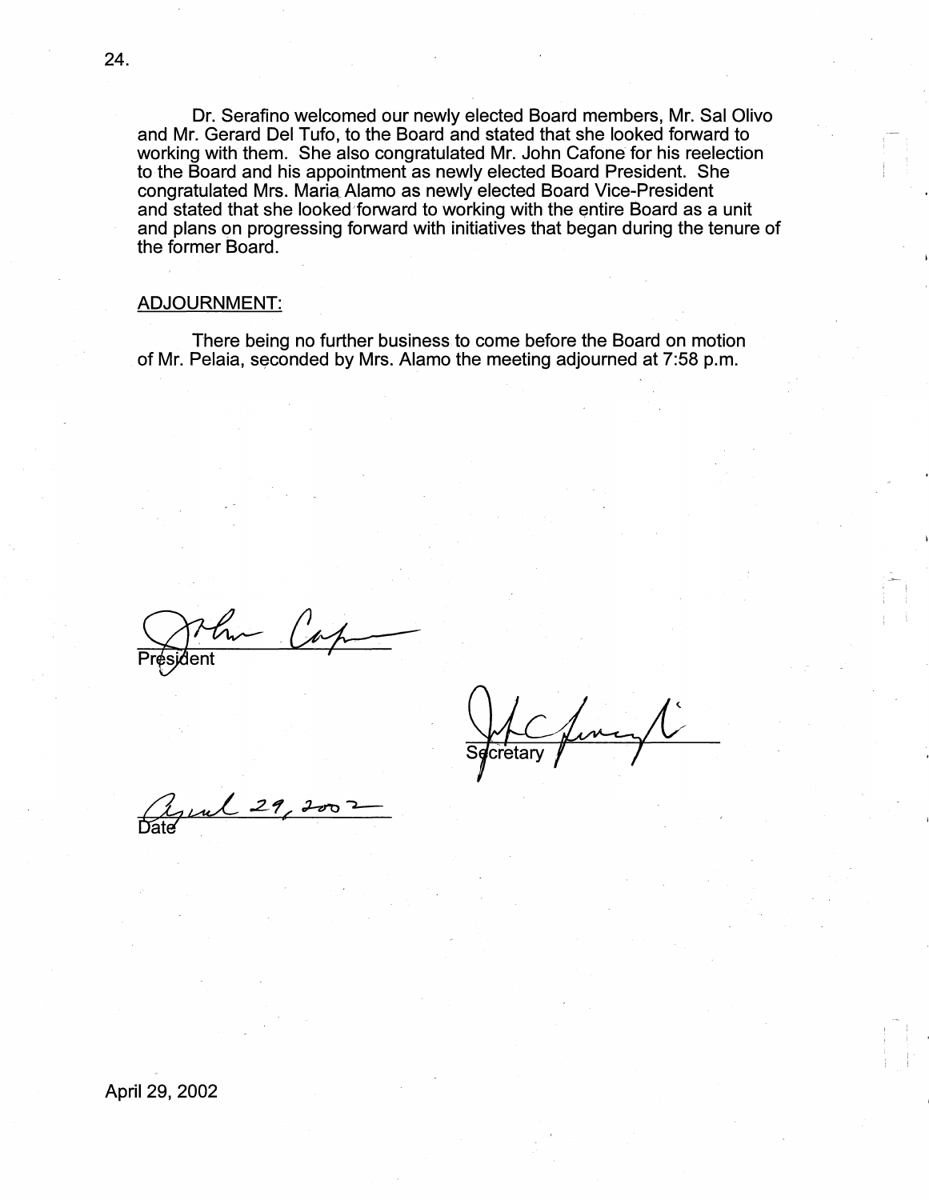Dr. Serafino welcomed our newly elected Board members, Mr. Sal Olivo and Mr. Gerard Del Tufo, to the Board and stated that she looked forward to working with them. She also congratulated Mr. John Cafone for his reelection to the Board and his appointment as newly elected Board President. She congratulated Mrs. Maria Alamo as newly elected Board Vice-President and stated that she looked forward to working with the entire Board as a unit and plans on progressing forward with initiatives that began during the tenure of the former Board.

ADJOURNMENT:

There being no further business to come before the Board on motion of Mr. Pelaia, seconded by Mrs. Alamo the meeting adjourned at 7:58 p.m.

President

Secretary

April 29, 2002

Date